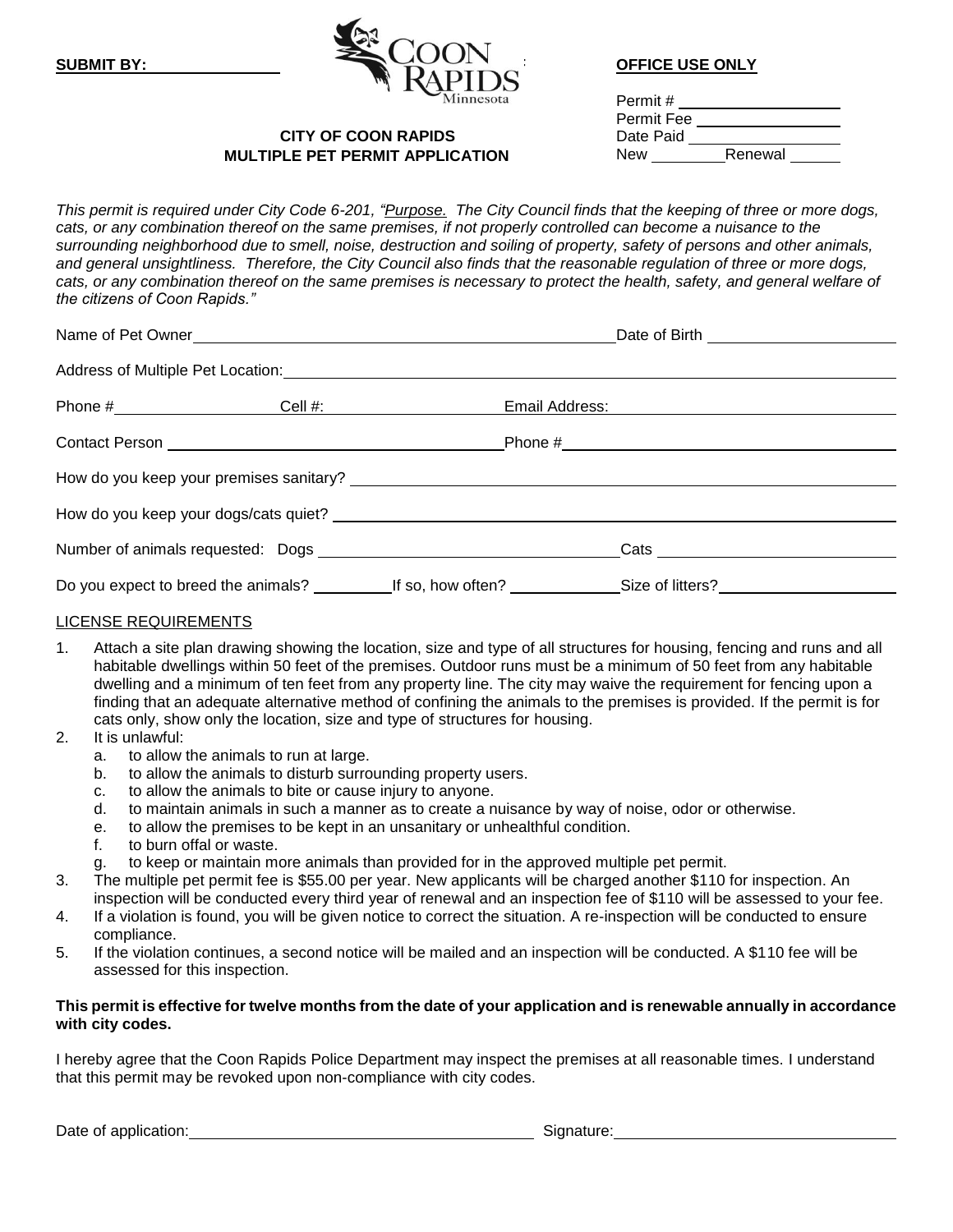**SUBMIT BY:** \_\_\_\_\_\_\_\_\_\_\_\_\_\_\_\_

**OFFICE USE ONLY**

Permit # \_\_\_\_\_\_\_\_\_\_\_\_\_\_\_\_\_\_
Permit Fee \_\_\_\_\_\_\_\_\_\_\_\_\_\_\_\_
Date Paid \_\_\_\_\_\_\_\_\_\_\_\_\_\_\_\_
New \_\_\_\_\_\_\_\_ Renewal \_\_\_\_\_\_

**CITY OF COON RAPIDS**
**MULTIPLE PET PERMIT APPLICATION**

*This permit is required under City Code 6-201, "Purpose. The City Council finds that the keeping of three or more dogs, cats, or any combination thereof on the same premises, if not properly controlled can become a nuisance to the surrounding neighborhood due to smell, noise, destruction and soiling of property, safety of persons and other animals, and general unsightliness. Therefore, the City Council also finds that the reasonable regulation of three or more dogs, cats, or any combination thereof on the same premises is necessary to protect the health, safety, and general welfare of the citizens of Coon Rapids."*

Name of Pet Owner \_\_\_\_\_\_\_\_\_\_\_\_\_\_\_\_\_\_\_\_\_\_\_\_\_\_\_\_\_\_ Date of Birth \_\_\_\_\_\_\_\_\_\_\_\_\_\_\_\_

Address of Multiple Pet Location: \_\_\_\_\_\_\_\_\_\_\_\_\_\_\_\_\_\_\_\_\_\_\_\_\_\_\_\_\_\_\_\_\_\_\_\_\_\_\_\_

Phone # \_\_\_\_\_\_\_\_\_\_\_\_ Cell #: \_\_\_\_\_\_\_\_\_\_\_\_ Email Address: \_\_\_\_\_\_\_\_\_\_\_\_\_\_\_\_\_\_\_\_

Contact Person \_\_\_\_\_\_\_\_\_\_\_\_\_\_\_\_\_\_\_\_\_\_\_\_\_\_ Phone # \_\_\_\_\_\_\_\_\_\_\_\_\_\_\_\_\_\_\_\_\_\_\_\_

How do you keep your premises sanitary? \_\_\_\_\_\_\_\_\_\_\_\_\_\_\_\_\_\_\_\_\_\_\_\_\_\_\_\_\_\_\_\_\_\_\_\_

How do you keep your dogs/cats quiet? \_\_\_\_\_\_\_\_\_\_\_\_\_\_\_\_\_\_\_\_\_\_\_\_\_\_\_\_\_\_\_\_\_\_\_\_\_

Number of animals requested: Dogs \_\_\_\_\_\_\_\_\_\_\_\_\_\_\_\_\_\_\_\_\_\_ Cats \_\_\_\_\_\_\_\_\_\_\_\_\_\_\_\_\_\_

Do you expect to breed the animals? \_\_\_\_\_\_\_\_ If so, how often? \_\_\_\_\_\_\_\_\_\_ Size of litters? \_\_\_\_\_\_\_\_\_\_\_\_\_\_

LICENSE REQUIREMENTS

1. Attach a site plan drawing showing the location, size and type of all structures for housing, fencing and runs and all habitable dwellings within 50 feet of the premises. Outdoor runs must be a minimum of 50 feet from any habitable dwelling and a minimum of ten feet from any property line. The city may waive the requirement for fencing upon a finding that an adequate alternative method of confining the animals to the premises is provided. If the permit is for cats only, show only the location, size and type of structures for housing.
2. It is unlawful:
   a. to allow the animals to run at large.
   b. to allow the animals to disturb surrounding property users.
   c. to allow the animals to bite or cause injury to anyone.
   d. to maintain animals in such a manner as to create a nuisance by way of noise, odor or otherwise.
   e. to allow the premises to be kept in an unsanitary or unhealthful condition.
   f. to burn offal or waste.
   g. to keep or maintain more animals than provided for in the approved multiple pet permit.
3. The multiple pet permit fee is $55.00 per year. New applicants will be charged another $110 for inspection. An inspection will be conducted every third year of renewal and an inspection fee of $110 will be assessed to your fee.
4. If a violation is found, you will be given notice to correct the situation. A re-inspection will be conducted to ensure compliance.
5. If the violation continues, a second notice will be mailed and an inspection will be conducted. A $110 fee will be assessed for this inspection.

**This permit is effective for twelve months from the date of your application and is renewable annually in accordance with city codes.**

I hereby agree that the Coon Rapids Police Department may inspect the premises at all reasonable times. I understand that this permit may be revoked upon non-compliance with city codes.

Date of application: \_\_\_\_\_\_\_\_\_\_\_\_\_\_\_\_\_\_\_\_\_\_\_\_ Signature: \_\_\_\_\_\_\_\_\_\_\_\_\_\_\_\_\_\_\_\_\_\_\_\_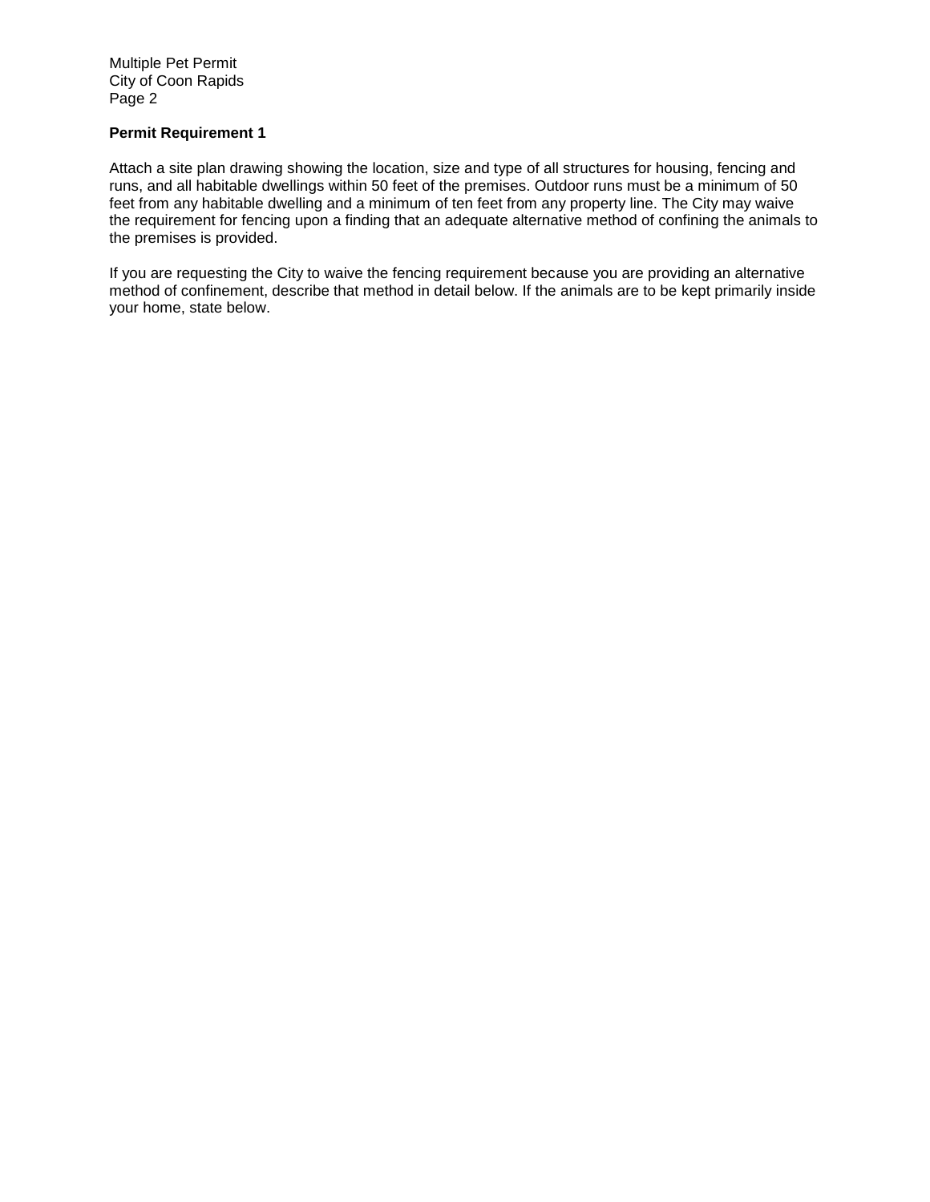**Permit Requirement 1**

Attach a site plan drawing showing the location, size and type of all structures for housing, fencing and runs, and all habitable dwellings within 50 feet of the premises. Outdoor runs must be a minimum of 50 feet from any habitable dwelling and a minimum of ten feet from any property line. The City may waive the requirement for fencing upon a finding that an adequate alternative method of confining the animals to the premises is provided.

If you are requesting the City to waive the fencing requirement because you are providing an alternative method of confinement, describe that method in detail below. If the animals are to be kept primarily inside your home, state below.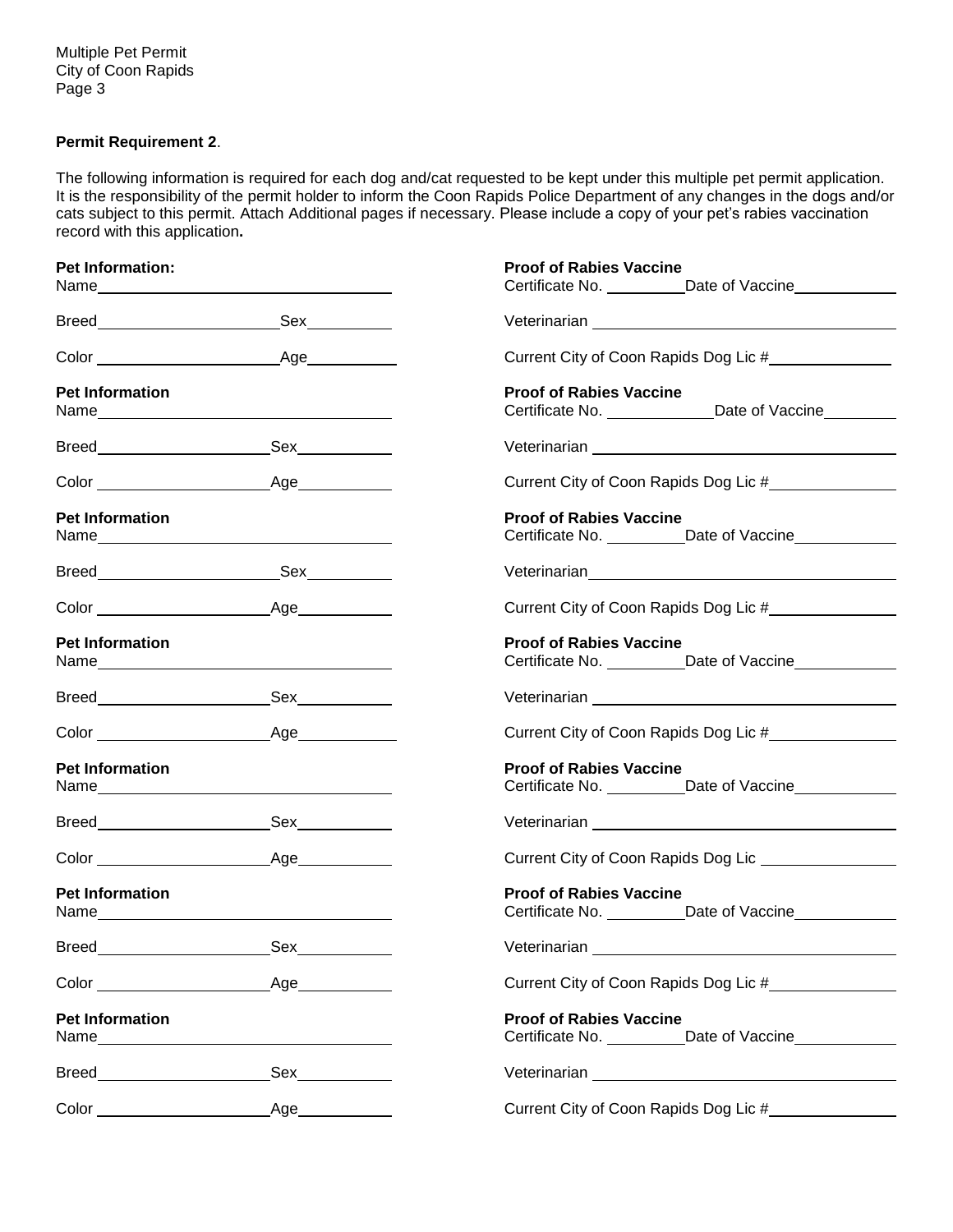**Permit Requirement 2**.

The following information is required for each dog and/cat requested to be kept under this multiple pet permit application. It is the responsibility of the permit holder to inform the Coon Rapids Police Department of any changes in the dogs and/or cats subject to this permit. Attach Additional pages if necessary. Please include a copy of your pet's rabies vaccination record with this application**.**

**Pet Information:**
Name______________________________

Breed____________________Sex__________

Color ____________________Age__________

**Proof of Rabies Vaccine**
Certificate No. _________Date of Vaccine___________

Veterinarian ________________________________

Current City of Coon Rapids Dog Lic #______________

**Pet Information**
Name______________________________

Breed____________________Sex__________

Color ____________________Age__________

**Proof of Rabies Vaccine**
Certificate No. ____________Date of Vaccine________

Veterinarian ________________________________

Current City of Coon Rapids Dog Lic #______________

**Pet Information**
Name______________________________

Breed____________________Sex__________

Color ____________________Age__________

**Proof of Rabies Vaccine**
Certificate No. _________Date of Vaccine___________

Veterinarian________________________________

Current City of Coon Rapids Dog Lic #______________

**Pet Information**
Name______________________________

Breed____________________Sex__________

Color ____________________Age__________

**Proof of Rabies Vaccine**
Certificate No. _________Date of Vaccine___________

Veterinarian ________________________________

Current City of Coon Rapids Dog Lic #______________

**Pet Information**
Name______________________________

Breed____________________Sex__________

Color ____________________Age__________

**Proof of Rabies Vaccine**
Certificate No. _________Date of Vaccine___________

Veterinarian ________________________________

Current City of Coon Rapids Dog Lic _______________

**Pet Information**
Name______________________________

Breed____________________Sex__________

Color ____________________Age__________

**Proof of Rabies Vaccine**
Certificate No. _________Date of Vaccine___________

Veterinarian ________________________________

Current City of Coon Rapids Dog Lic #______________

**Pet Information**
Name______________________________

Breed____________________Sex__________

Color ____________________Age__________

**Proof of Rabies Vaccine**
Certificate No. _________Date of Vaccine___________

Veterinarian ________________________________

Current City of Coon Rapids Dog Lic #______________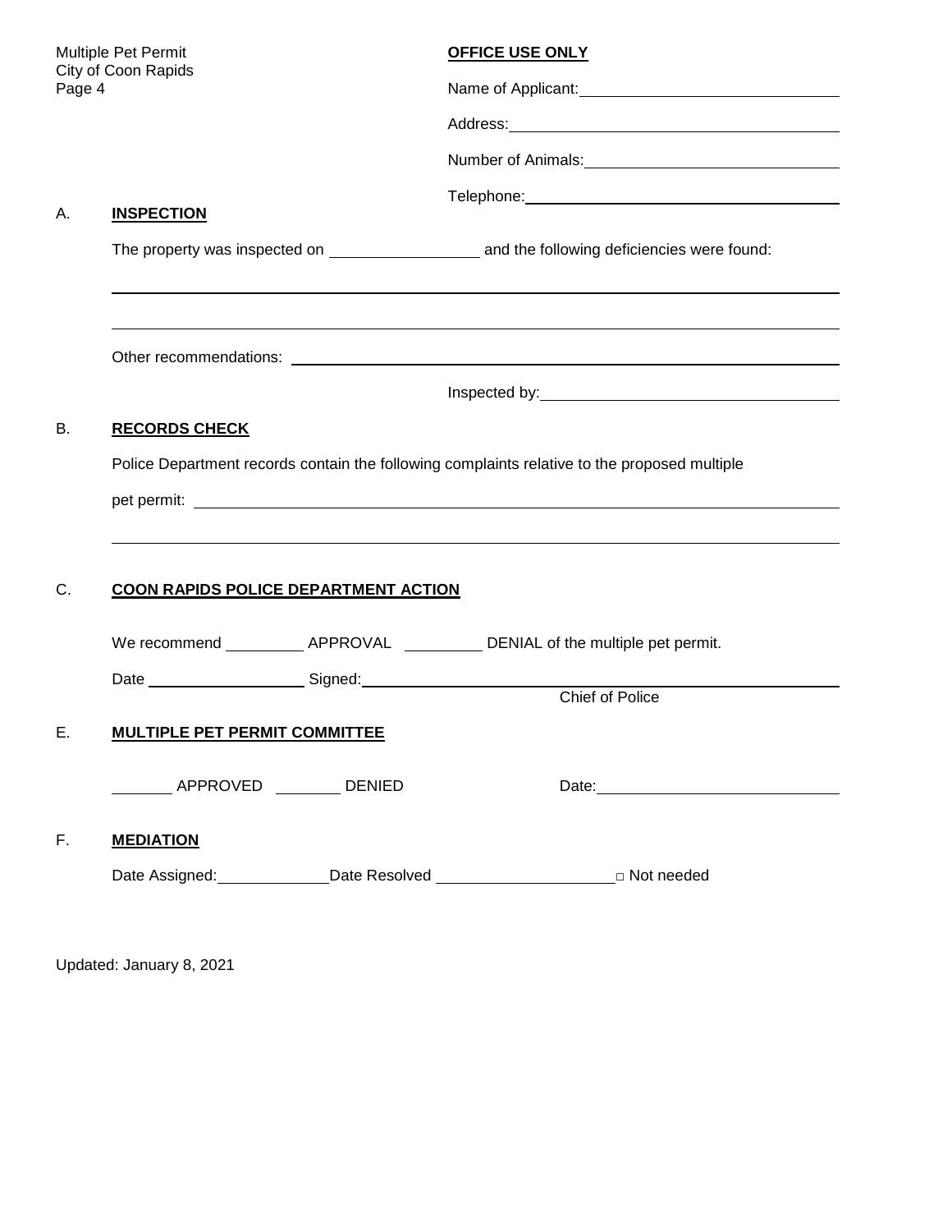Multiple Pet Permit
City of Coon Rapids

**OFFICE USE ONLY**

Name of Applicant: ______________________________

Address: ______________________________

Number of Animals: ______________________________

Telephone: ______________________________

A. **INSPECTION**

The property was inspected on ________________ and the following deficiencies were found:

________________________________________________________________________

________________________________________________________________________

Other recommendations: ______________________________________________

Inspected by: ______________________________

B. **RECORDS CHECK**

Police Department records contain the following complaints relative to the proposed multiple pet permit: ______________________________________________

________________________________________________________________________

C. **COON RAPIDS POLICE DEPARTMENT ACTION**

We recommend _________ APPROVAL _________ DENIAL of the multiple pet permit.

Date __________________ Signed: ______________________________
Chief of Police

E. **MULTIPLE PET PERMIT COMMITTEE**

_______ APPROVED _______ DENIED

Date: ______________________________

F. **MEDIATION**

Date Assigned: ____________ Date Resolved ____________________ □ Not needed

Updated: January 8, 2021